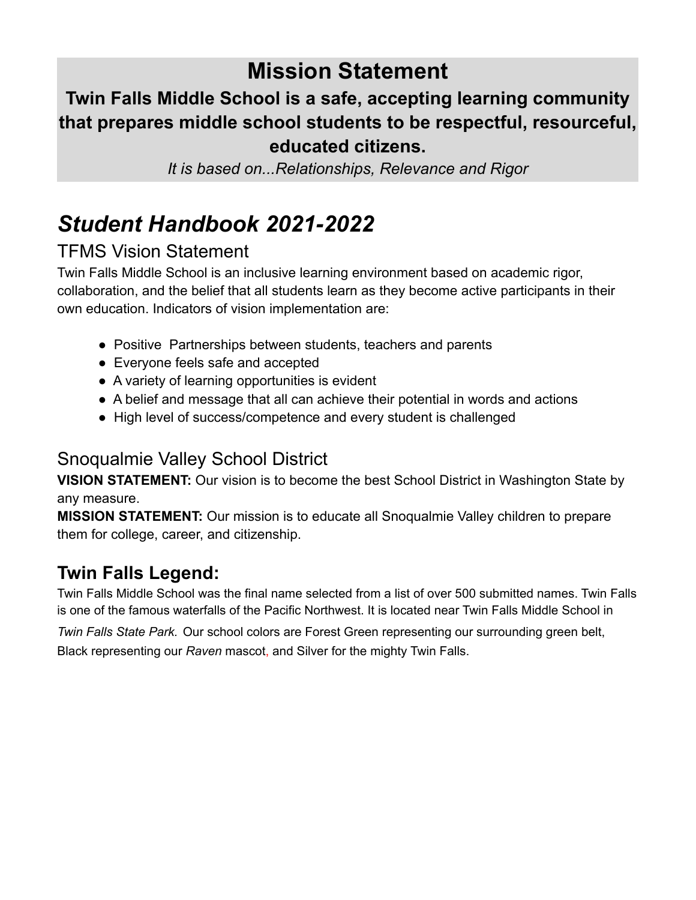# Mission Statement

**Twin Falls Middle School is a safe, accepting learning community that prepares middle school students to be respectful, resourceful, educated citizens.**

*It is based on...Relationships, Relevance and Rigor*

# *Student Handbook 2021-2022*

## TFMS Vision Statement

Twin Falls Middle School is an inclusive learning environment based on academic rigor, collaboration, and the belief that all students learn as they become active participants in their own education. Indicators of vision implementation are:

- Positive Partnerships between students, teachers and parents
- Everyone feels safe and accepted
- A variety of learning opportunities is evident
- A belief and message that all can achieve their potential in words and actions
- High level of success/competence and every student is challenged

## Snoqualmie Valley School District

**VISION STATEMENT:** Our vision is to become the best School District in Washington State by any measure.

**MISSION STATEMENT:** Our mission is to educate all Snoqualmie Valley children to prepare them for college, career, and citizenship.

## Twin Falls Legend:

Twin Falls Middle School was the final name selected from a list of over 500 submitted names. Twin Falls is one of the famous waterfalls of the Pacific Northwest. It is located near Twin Falls Middle School in *Twin Falls State Park.* Our school colors are Forest Green representing our surrounding green belt, Black representing our *Raven* mascot, and Silver for the mighty Twin Falls.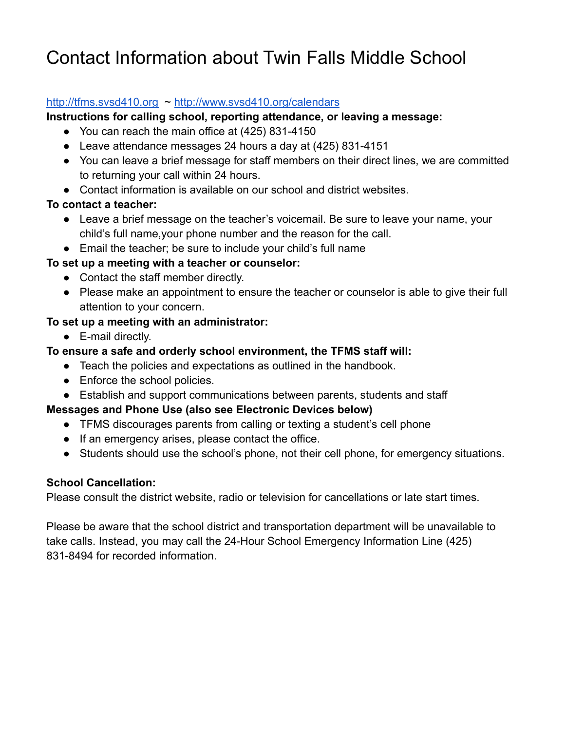# Contact Information about Twin Falls Middle School

[http://tfms.svsd410.org](http://tfms.svsd410.org) ~ [http://www.svsd410.org/calendars](http://www.svsd410.org/calendars)

**Instructions for calling school, reporting attendance, or leaving a message:**

- You can reach the main office at (425) 831-4150
- Leave attendance messages 24 hours a day at (425) 831-4151
- You can leave a brief message for staff members on their direct lines, we are committed to returning your call within 24 hours.
- Contact information is available on our school and district websites.

**To contact a teacher:**

- Leave a brief message on the teacher's voicemail. Be sure to leave your name, your child's full name,your phone number and the reason for the call.
- Email the teacher; be sure to include your child's full name

**To set up a meeting with a teacher or counselor:**

- Contact the staff member directly.
- Please make an appointment to ensure the teacher or counselor is able to give their full attention to your concern.

**To set up a meeting with an administrator:**

- E-mail directly.

**To ensure a safe and orderly school environment, the TFMS staff will:**

- Teach the policies and expectations as outlined in the handbook.
- Enforce the school policies.
- Establish and support communications between parents, students and staff

**Messages and Phone Use (also see Electronic Devices below)**

- TFMS discourages parents from calling or texting a student's cell phone
- If an emergency arises, please contact the office.
- Students should use the school's phone, not their cell phone, for emergency situations.

**School Cancellation:**

Please consult the district website, radio or television for cancellations or late start times.

Please be aware that the school district and transportation department will be unavailable to take calls. Instead, you may call the 24-Hour School Emergency Information Line (425) 831-8494 for recorded information.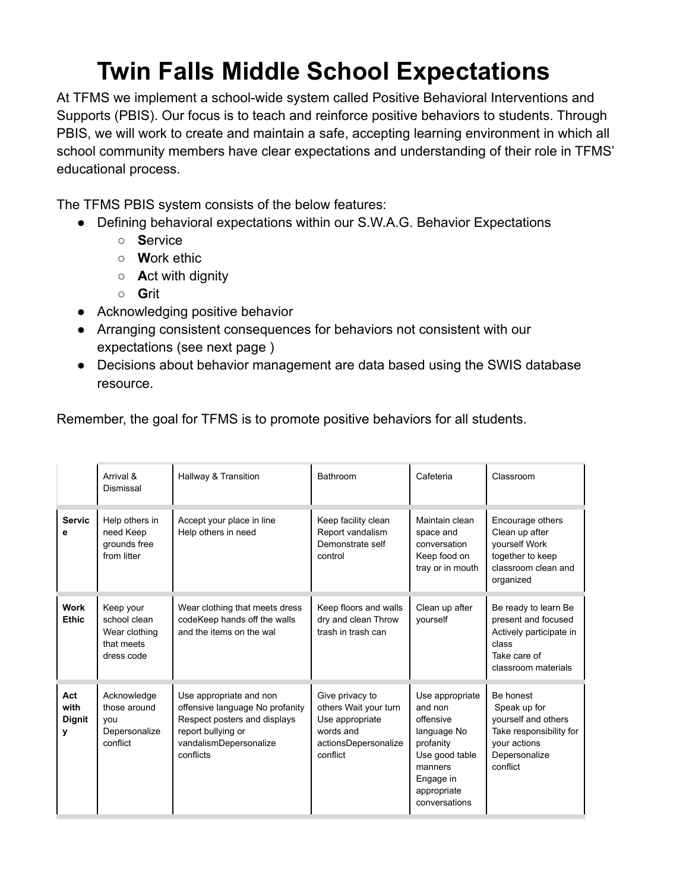# Twin Falls Middle School Expectations

At TFMS we implement a school-wide system called Positive Behavioral Interventions and Supports (PBIS). Our focus is to teach and reinforce positive behaviors to students. Through PBIS, we will work to create and maintain a safe, accepting learning environment in which all school community members have clear expectations and understanding of their role in TFMS' educational process.

The TFMS PBIS system consists of the below features:

- Defining behavioral expectations within our S.W.A.G. Behavior Expectations
  - **S**ervice
  - **W**ork ethic
  - **A**ct with dignity
  - **G**rit
- Acknowledging positive behavior
- Arranging consistent consequences for behaviors not consistent with our expectations (see next page )
- Decisions about behavior management are data based using the SWIS database resource.

Remember, the goal for TFMS is to promote positive behaviors for all students.

| | Arrival & Dismissal | Hallway & Transition | Bathroom | Cafeteria | Classroom |
|---|---|---|---|---|---|
| **Service** | Help others in need Keep grounds free from litter | Accept your place in line Help others in need | Keep facility clean Report vandalism Demonstrate self control | Maintain clean space and conversation Keep food on tray or in mouth | Encourage others Clean up after yourself Work together to keep classroom clean and organized |
| **Work Ethic** | Keep your school clean Wear clothing that meets dress code | Wear clothing that meets dress codeKeep hands off the walls and the items on the wal | Keep floors and walls dry and clean Throw trash in trash can | Clean up after yourself | Be ready to learn Be present and focused Actively participate in class Take care of classroom materials |
| **Act with Dignity** | Acknowledge those around you Depersonalize conflict | Use appropriate and non offensive language No profanity Respect posters and displays report bullying or vandalismDepersonalize conflicts | Give privacy to others Wait your turn Use appropriate words and actionsDepersonalize conflict | Use appropriate and non offensive language No profanity Use good table manners Engage in appropriate conversations | Be honest Speak up for yourself and others Take responsibility for your actions Depersonalize conflict |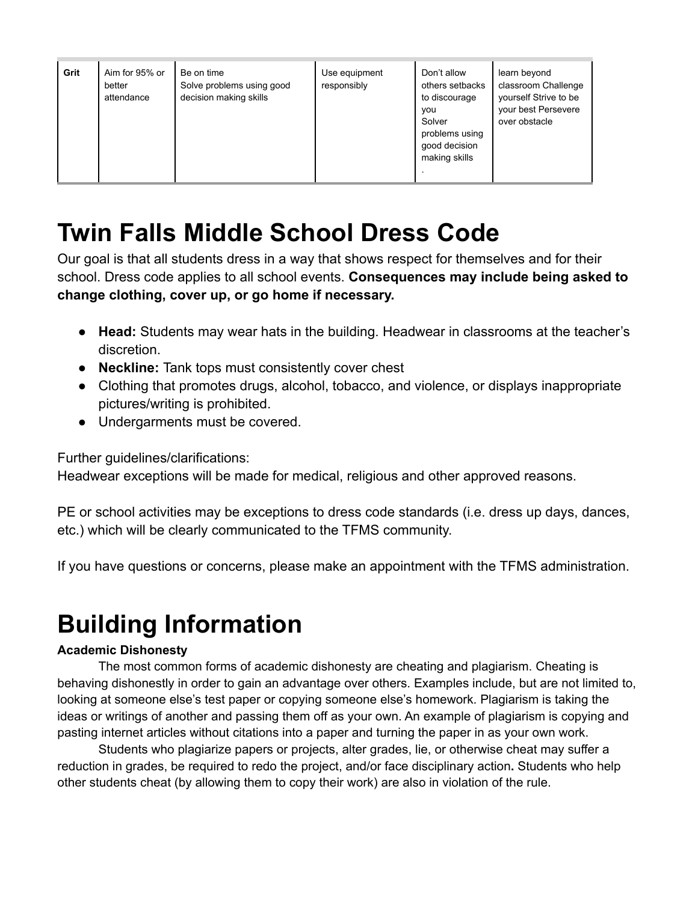| Grit | Aim for 95% or better attendance | Be on time<br>Solve problems using good decision making skills | Use equipment responsibly | Don't allow others setbacks to discourage you<br>Solver problems using good decision making skills<br>. | learn beyond classroom Challenge yourself Strive to be your best Persevere over obstacle |
|---|---|---|---|---|---|

# Twin Falls Middle School Dress Code

Our goal is that all students dress in a way that shows respect for themselves and for their school. Dress code applies to all school events. **Consequences may include being asked to change clothing, cover up, or go home if necessary.**

- **Head:** Students may wear hats in the building. Headwear in classrooms at the teacher's discretion.
- **Neckline:** Tank tops must consistently cover chest
- Clothing that promotes drugs, alcohol, tobacco, and violence, or displays inappropriate pictures/writing is prohibited.
- Undergarments must be covered.

Further guidelines/clarifications:
Headwear exceptions will be made for medical, religious and other approved reasons.

PE or school activities may be exceptions to dress code standards (i.e. dress up days, dances, etc.) which will be clearly communicated to the TFMS community.

If you have questions or concerns, please make an appointment with the TFMS administration.

# Building Information

**Academic Dishonesty**

The most common forms of academic dishonesty are cheating and plagiarism. Cheating is behaving dishonestly in order to gain an advantage over others. Examples include, but are not limited to, looking at someone else's test paper or copying someone else's homework. Plagiarism is taking the ideas or writings of another and passing them off as your own. An example of plagiarism is copying and pasting internet articles without citations into a paper and turning the paper in as your own work.

Students who plagiarize papers or projects, alter grades, lie, or otherwise cheat may suffer a reduction in grades, be required to redo the project, and/or face disciplinary action**.** Students who help other students cheat (by allowing them to copy their work) are also in violation of the rule.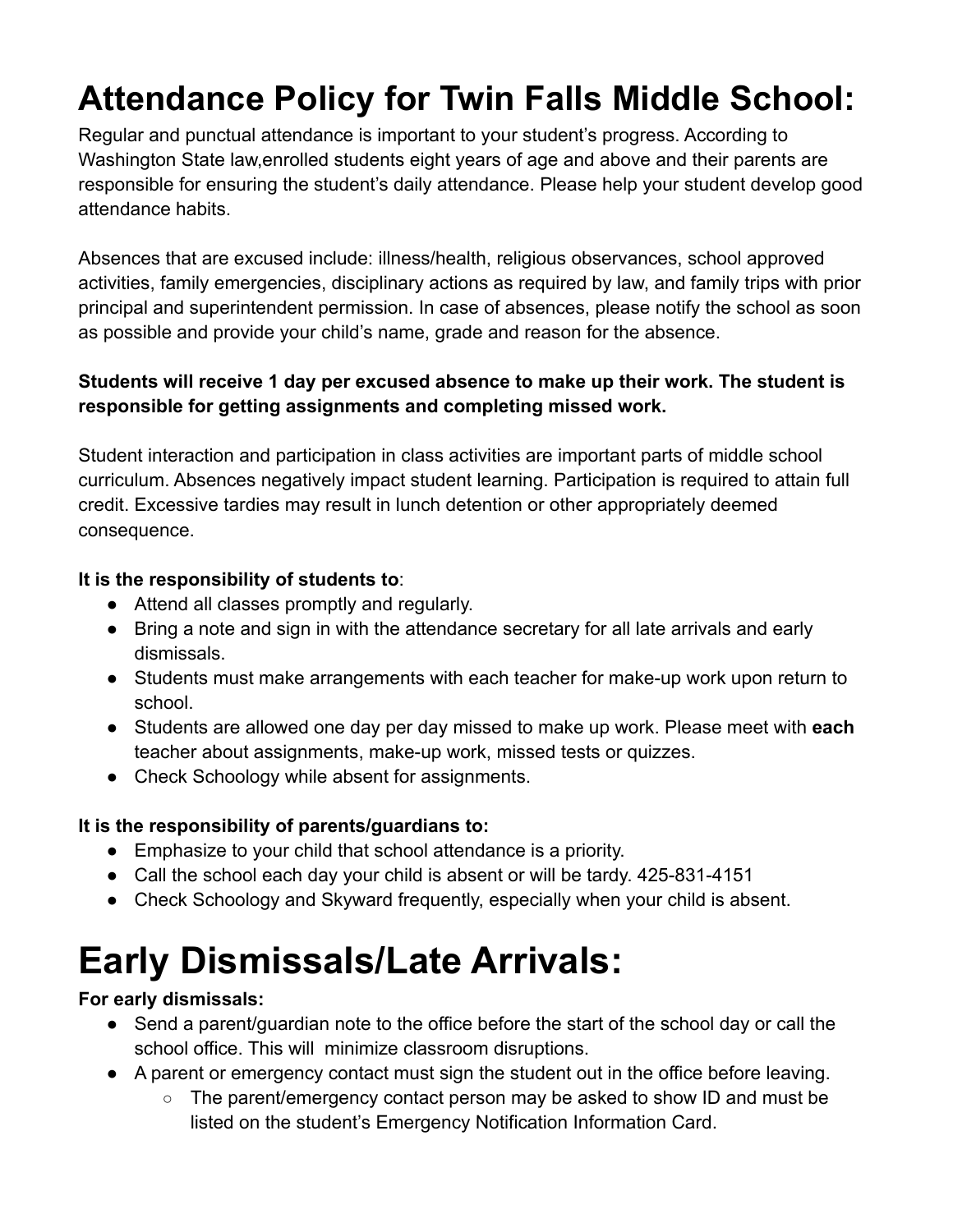# Attendance Policy for Twin Falls Middle School:

Regular and punctual attendance is important to your student's progress. According to Washington State law,enrolled students eight years of age and above and their parents are responsible for ensuring the student's daily attendance. Please help your student develop good attendance habits.

Absences that are excused include: illness/health, religious observances, school approved activities, family emergencies, disciplinary actions as required by law, and family trips with prior principal and superintendent permission. In case of absences, please notify the school as soon as possible and provide your child's name, grade and reason for the absence.

**Students will receive 1 day per excused absence to make up their work. The student is responsible for getting assignments and completing missed work.**

Student interaction and participation in class activities are important parts of middle school curriculum. Absences negatively impact student learning. Participation is required to attain full credit. Excessive tardies may result in lunch detention or other appropriately deemed consequence.

**It is the responsibility of students to**:

- Attend all classes promptly and regularly.
- Bring a note and sign in with the attendance secretary for all late arrivals and early dismissals.
- Students must make arrangements with each teacher for make-up work upon return to school.
- Students are allowed one day per day missed to make up work. Please meet with **each** teacher about assignments, make-up work, missed tests or quizzes.
- Check Schoology while absent for assignments.

**It is the responsibility of parents/guardians to:**

- Emphasize to your child that school attendance is a priority.
- Call the school each day your child is absent or will be tardy. 425-831-4151
- Check Schoology and Skyward frequently, especially when your child is absent.

# Early Dismissals/Late Arrivals:

**For early dismissals:**

- Send a parent/guardian note to the office before the start of the school day or call the school office. This will minimize classroom disruptions.
- A parent or emergency contact must sign the student out in the office before leaving.
  - The parent/emergency contact person may be asked to show ID and must be listed on the student's Emergency Notification Information Card.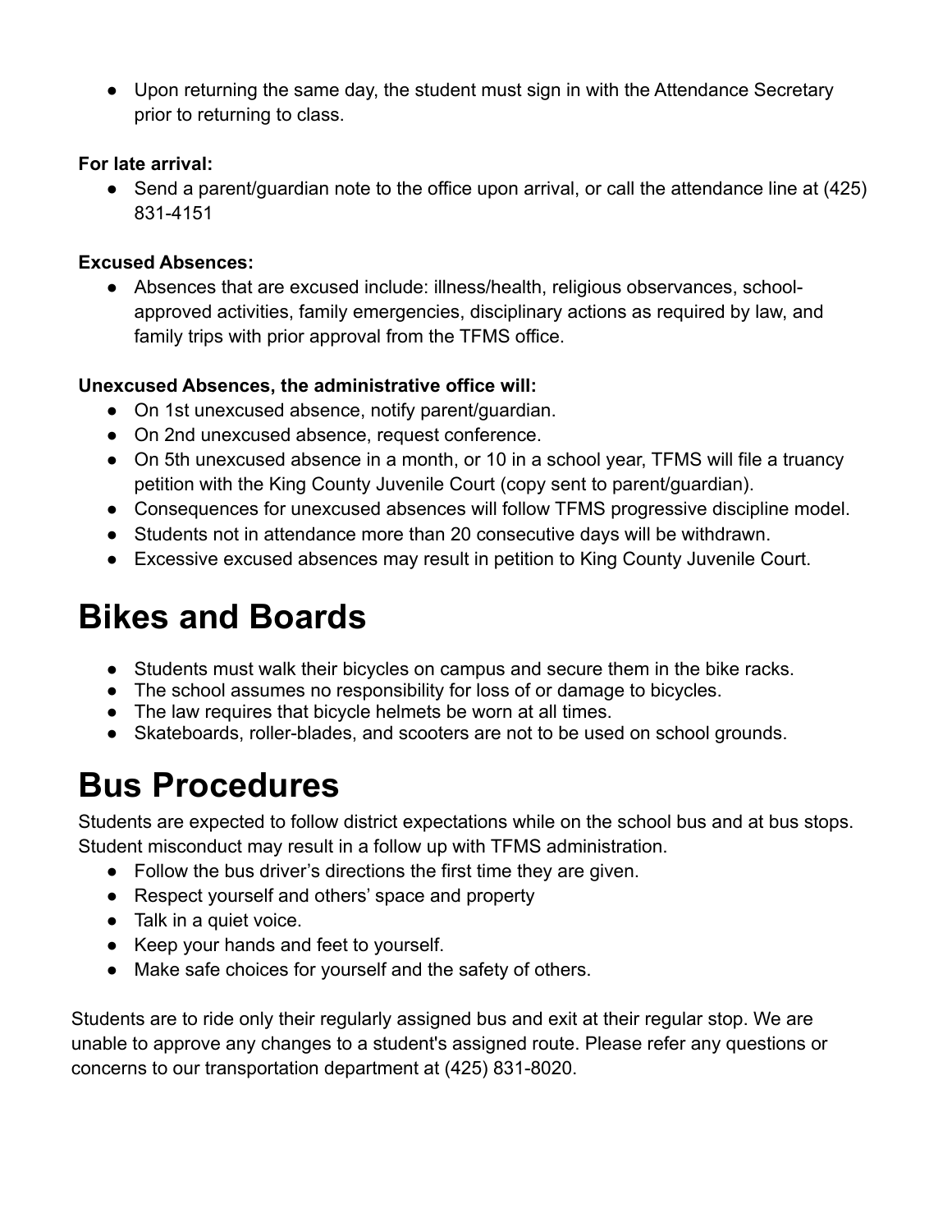- Upon returning the same day, the student must sign in with the Attendance Secretary prior to returning to class.

**For late arrival:**

- Send a parent/guardian note to the office upon arrival, or call the attendance line at (425) 831-4151

**Excused Absences:**

- Absences that are excused include: illness/health, religious observances, school-approved activities, family emergencies, disciplinary actions as required by law, and family trips with prior approval from the TFMS office.

**Unexcused Absences, the administrative office will:**

- On 1st unexcused absence, notify parent/guardian.
- On 2nd unexcused absence, request conference.
- On 5th unexcused absence in a month, or 10 in a school year, TFMS will file a truancy petition with the King County Juvenile Court (copy sent to parent/guardian).
- Consequences for unexcused absences will follow TFMS progressive discipline model.
- Students not in attendance more than 20 consecutive days will be withdrawn.
- Excessive excused absences may result in petition to King County Juvenile Court.

# Bikes and Boards

- Students must walk their bicycles on campus and secure them in the bike racks.
- The school assumes no responsibility for loss of or damage to bicycles.
- The law requires that bicycle helmets be worn at all times.
- Skateboards, roller-blades, and scooters are not to be used on school grounds.

# Bus Procedures

Students are expected to follow district expectations while on the school bus and at bus stops. Student misconduct may result in a follow up with TFMS administration.

- Follow the bus driver's directions the first time they are given.
- Respect yourself and others' space and property
- Talk in a quiet voice.
- Keep your hands and feet to yourself.
- Make safe choices for yourself and the safety of others.

Students are to ride only their regularly assigned bus and exit at their regular stop. We are unable to approve any changes to a student's assigned route. Please refer any questions or concerns to our transportation department at (425) 831-8020.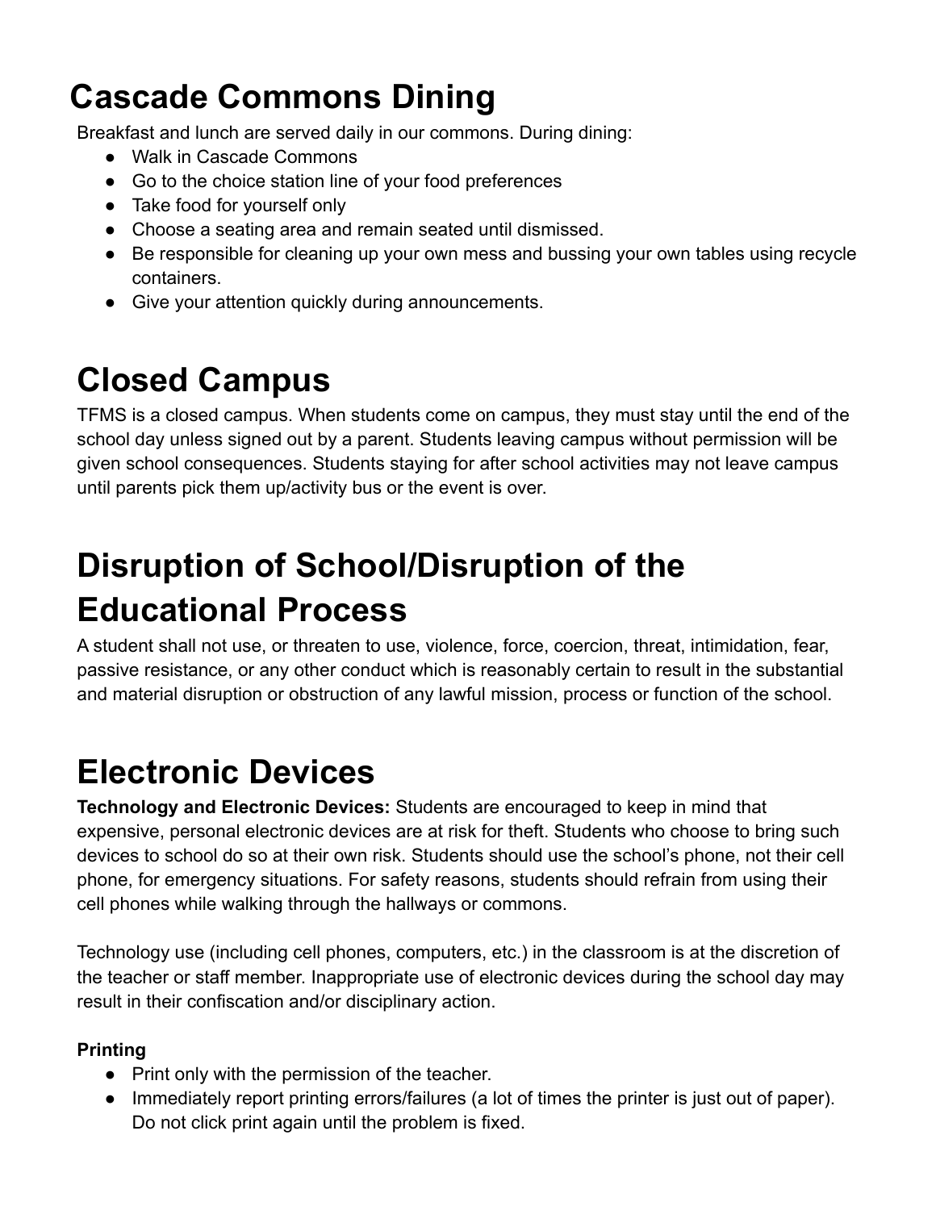# Cascade Commons Dining

Breakfast and lunch are served daily in our commons. During dining:

- Walk in Cascade Commons
- Go to the choice station line of your food preferences
- Take food for yourself only
- Choose a seating area and remain seated until dismissed.
- Be responsible for cleaning up your own mess and bussing your own tables using recycle containers.
- Give your attention quickly during announcements.

# Closed Campus

TFMS is a closed campus. When students come on campus, they must stay until the end of the school day unless signed out by a parent. Students leaving campus without permission will be given school consequences. Students staying for after school activities may not leave campus until parents pick them up/activity bus or the event is over.

# Disruption of School/Disruption of the Educational Process

A student shall not use, or threaten to use, violence, force, coercion, threat, intimidation, fear, passive resistance, or any other conduct which is reasonably certain to result in the substantial and material disruption or obstruction of any lawful mission, process or function of the school.

# Electronic Devices

**Technology and Electronic Devices:** Students are encouraged to keep in mind that expensive, personal electronic devices are at risk for theft. Students who choose to bring such devices to school do so at their own risk. Students should use the school's phone, not their cell phone, for emergency situations. For safety reasons, students should refrain from using their cell phones while walking through the hallways or commons.

Technology use (including cell phones, computers, etc.) in the classroom is at the discretion of the teacher or staff member. Inappropriate use of electronic devices during the school day may result in their confiscation and/or disciplinary action.

**Printing**

- Print only with the permission of the teacher.
- Immediately report printing errors/failures (a lot of times the printer is just out of paper). Do not click print again until the problem is fixed.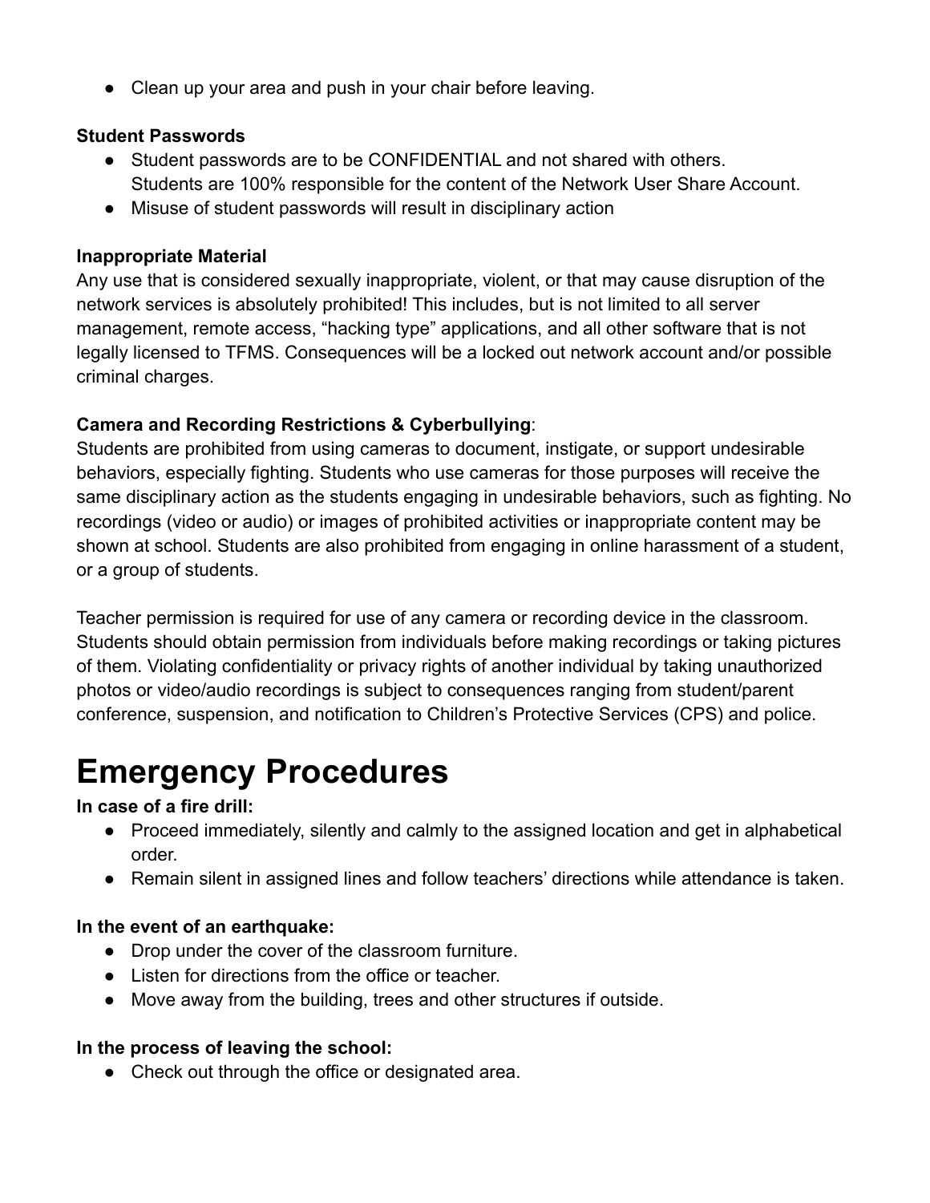- Clean up your area and push in your chair before leaving.

**Student Passwords**

- Student passwords are to be CONFIDENTIAL and not shared with others. Students are 100% responsible for the content of the Network User Share Account.
- Misuse of student passwords will result in disciplinary action

**Inappropriate Material**

Any use that is considered sexually inappropriate, violent, or that may cause disruption of the network services is absolutely prohibited! This includes, but is not limited to all server management, remote access, “hacking type” applications, and all other software that is not legally licensed to TFMS. Consequences will be a locked out network account and/or possible criminal charges.

**Camera and Recording Restrictions & Cyberbullying**:

Students are prohibited from using cameras to document, instigate, or support undesirable behaviors, especially fighting. Students who use cameras for those purposes will receive the same disciplinary action as the students engaging in undesirable behaviors, such as fighting. No recordings (video or audio) or images of prohibited activities or inappropriate content may be shown at school. Students are also prohibited from engaging in online harassment of a student, or a group of students.

Teacher permission is required for use of any camera or recording device in the classroom. Students should obtain permission from individuals before making recordings or taking pictures of them. Violating confidentiality or privacy rights of another individual by taking unauthorized photos or video/audio recordings is subject to consequences ranging from student/parent conference, suspension, and notification to Children’s Protective Services (CPS) and police.

# Emergency Procedures

**In case of a fire drill:**

- Proceed immediately, silently and calmly to the assigned location and get in alphabetical order.
- Remain silent in assigned lines and follow teachers’ directions while attendance is taken.

**In the event of an earthquake:**

- Drop under the cover of the classroom furniture.
- Listen for directions from the office or teacher.
- Move away from the building, trees and other structures if outside.

**In the process of leaving the school:**

- Check out through the office or designated area.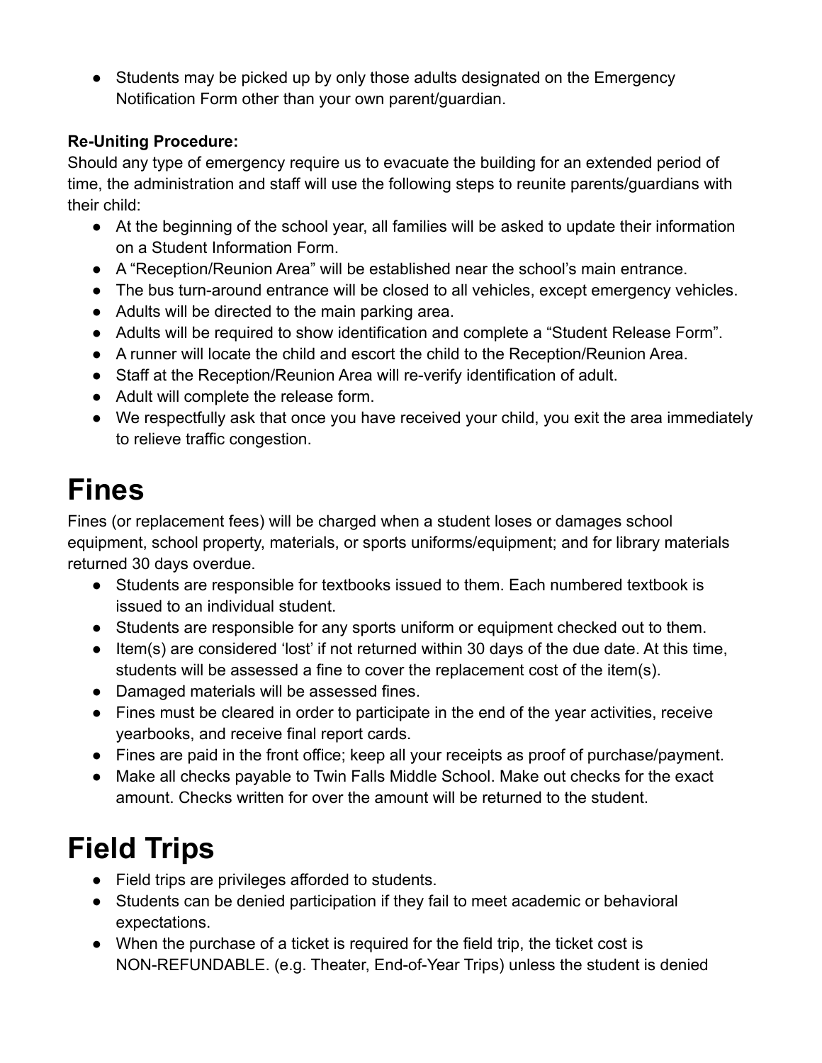- Students may be picked up by only those adults designated on the Emergency Notification Form other than your own parent/guardian.

**Re-Uniting Procedure:**
Should any type of emergency require us to evacuate the building for an extended period of time, the administration and staff will use the following steps to reunite parents/guardians with their child:

- At the beginning of the school year, all families will be asked to update their information on a Student Information Form.
- A “Reception/Reunion Area” will be established near the school’s main entrance.
- The bus turn-around entrance will be closed to all vehicles, except emergency vehicles.
- Adults will be directed to the main parking area.
- Adults will be required to show identification and complete a “Student Release Form”.
- A runner will locate the child and escort the child to the Reception/Reunion Area.
- Staff at the Reception/Reunion Area will re-verify identification of adult.
- Adult will complete the release form.
- We respectfully ask that once you have received your child, you exit the area immediately to relieve traffic congestion.

# Fines

Fines (or replacement fees) will be charged when a student loses or damages school equipment, school property, materials, or sports uniforms/equipment; and for library materials returned 30 days overdue.

- Students are responsible for textbooks issued to them. Each numbered textbook is issued to an individual student.
- Students are responsible for any sports uniform or equipment checked out to them.
- Item(s) are considered ‘lost’ if not returned within 30 days of the due date. At this time, students will be assessed a fine to cover the replacement cost of the item(s).
- Damaged materials will be assessed fines.
- Fines must be cleared in order to participate in the end of the year activities, receive yearbooks, and receive final report cards.
- Fines are paid in the front office; keep all your receipts as proof of purchase/payment.
- Make all checks payable to Twin Falls Middle School. Make out checks for the exact amount. Checks written for over the amount will be returned to the student.

# Field Trips

- Field trips are privileges afforded to students.
- Students can be denied participation if they fail to meet academic or behavioral expectations.
- When the purchase of a ticket is required for the field trip, the ticket cost is NON-REFUNDABLE. (e.g. Theater, End-of-Year Trips) unless the student is denied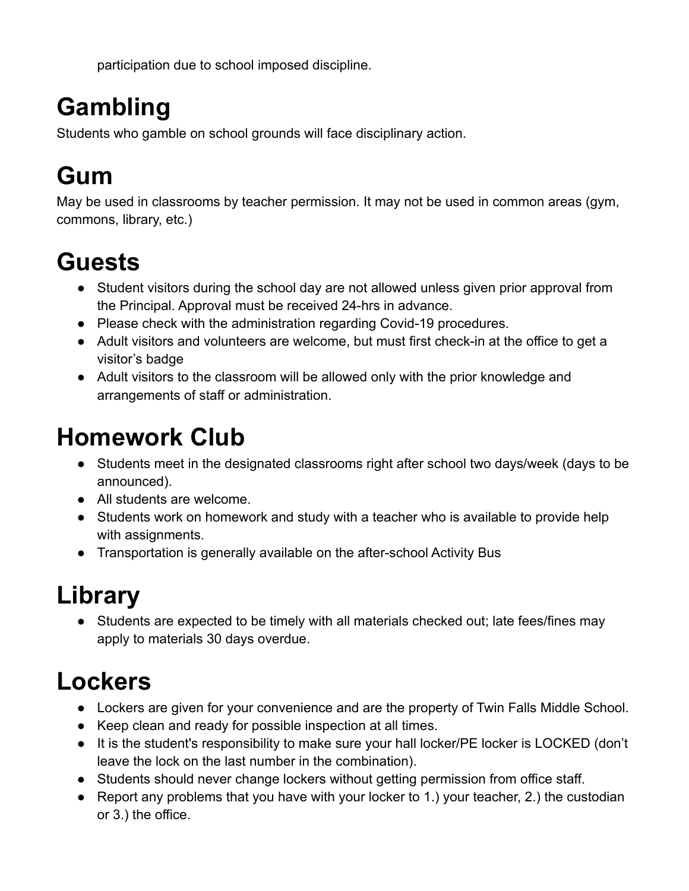participation due to school imposed discipline.

# Gambling

Students who gamble on school grounds will face disciplinary action.

# Gum

May be used in classrooms by teacher permission. It may not be used in common areas (gym, commons, library, etc.)

# Guests

- Student visitors during the school day are not allowed unless given prior approval from the Principal. Approval must be received 24-hrs in advance.
- Please check with the administration regarding Covid-19 procedures.
- Adult visitors and volunteers are welcome, but must first check-in at the office to get a visitor's badge
- Adult visitors to the classroom will be allowed only with the prior knowledge and arrangements of staff or administration.

# Homework Club

- Students meet in the designated classrooms right after school two days/week (days to be announced).
- All students are welcome.
- Students work on homework and study with a teacher who is available to provide help with assignments.
- Transportation is generally available on the after-school Activity Bus

# Library

- Students are expected to be timely with all materials checked out; late fees/fines may apply to materials 30 days overdue.

# Lockers

- Lockers are given for your convenience and are the property of Twin Falls Middle School.
- Keep clean and ready for possible inspection at all times.
- It is the student's responsibility to make sure your hall locker/PE locker is LOCKED (don't leave the lock on the last number in the combination).
- Students should never change lockers without getting permission from office staff.
- Report any problems that you have with your locker to 1.) your teacher, 2.) the custodian or 3.) the office.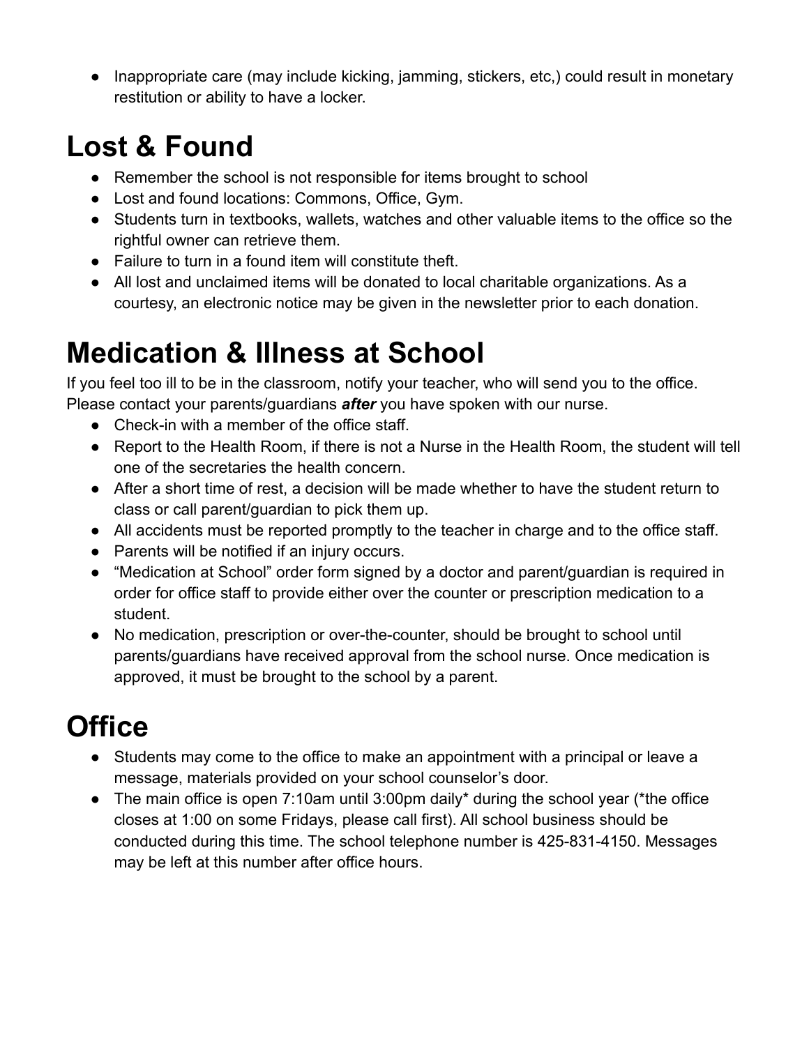- Inappropriate care (may include kicking, jamming, stickers, etc,) could result in monetary restitution or ability to have a locker.

# Lost & Found

- Remember the school is not responsible for items brought to school
- Lost and found locations: Commons, Office, Gym.
- Students turn in textbooks, wallets, watches and other valuable items to the office so the rightful owner can retrieve them.
- Failure to turn in a found item will constitute theft.
- All lost and unclaimed items will be donated to local charitable organizations. As a courtesy, an electronic notice may be given in the newsletter prior to each donation.

# Medication & Illness at School

If you feel too ill to be in the classroom, notify your teacher, who will send you to the office. Please contact your parents/guardians ***after*** you have spoken with our nurse.

- Check-in with a member of the office staff.
- Report to the Health Room, if there is not a Nurse in the Health Room, the student will tell one of the secretaries the health concern.
- After a short time of rest, a decision will be made whether to have the student return to class or call parent/guardian to pick them up.
- All accidents must be reported promptly to the teacher in charge and to the office staff.
- Parents will be notified if an injury occurs.
- "Medication at School" order form signed by a doctor and parent/guardian is required in order for office staff to provide either over the counter or prescription medication to a student.
- No medication, prescription or over-the-counter, should be brought to school until parents/guardians have received approval from the school nurse. Once medication is approved, it must be brought to the school by a parent.

# Office

- Students may come to the office to make an appointment with a principal or leave a message, materials provided on your school counselor's door.
- The main office is open 7:10am until 3:00pm daily* during the school year (*the office closes at 1:00 on some Fridays, please call first). All school business should be conducted during this time. The school telephone number is 425-831-4150. Messages may be left at this number after office hours.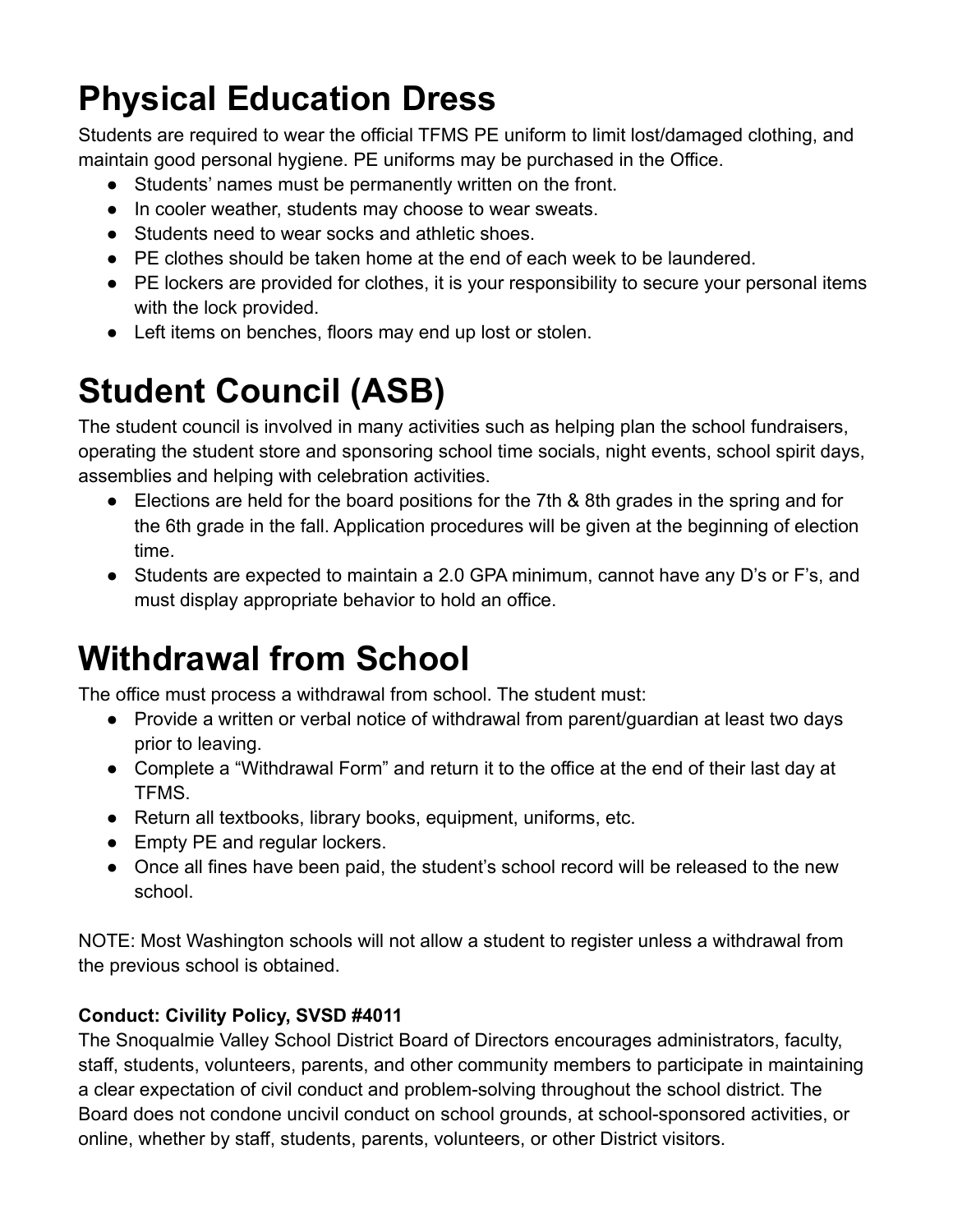# Physical Education Dress

Students are required to wear the official TFMS PE uniform to limit lost/damaged clothing, and maintain good personal hygiene. PE uniforms may be purchased in the Office.

- Students' names must be permanently written on the front.
- In cooler weather, students may choose to wear sweats.
- Students need to wear socks and athletic shoes.
- PE clothes should be taken home at the end of each week to be laundered.
- PE lockers are provided for clothes, it is your responsibility to secure your personal items with the lock provided.
- Left items on benches, floors may end up lost or stolen.

# Student Council (ASB)

The student council is involved in many activities such as helping plan the school fundraisers, operating the student store and sponsoring school time socials, night events, school spirit days, assemblies and helping with celebration activities.

- Elections are held for the board positions for the 7th & 8th grades in the spring and for the 6th grade in the fall. Application procedures will be given at the beginning of election time.
- Students are expected to maintain a 2.0 GPA minimum, cannot have any D's or F's, and must display appropriate behavior to hold an office.

# Withdrawal from School

The office must process a withdrawal from school. The student must:

- Provide a written or verbal notice of withdrawal from parent/guardian at least two days prior to leaving.
- Complete a "Withdrawal Form" and return it to the office at the end of their last day at TFMS.
- Return all textbooks, library books, equipment, uniforms, etc.
- Empty PE and regular lockers.
- Once all fines have been paid, the student's school record will be released to the new school.

NOTE: Most Washington schools will not allow a student to register unless a withdrawal from the previous school is obtained.

**Conduct: Civility Policy, SVSD #4011**

The Snoqualmie Valley School District Board of Directors encourages administrators, faculty, staff, students, volunteers, parents, and other community members to participate in maintaining a clear expectation of civil conduct and problem-solving throughout the school district. The Board does not condone uncivil conduct on school grounds, at school-sponsored activities, or online, whether by staff, students, parents, volunteers, or other District visitors.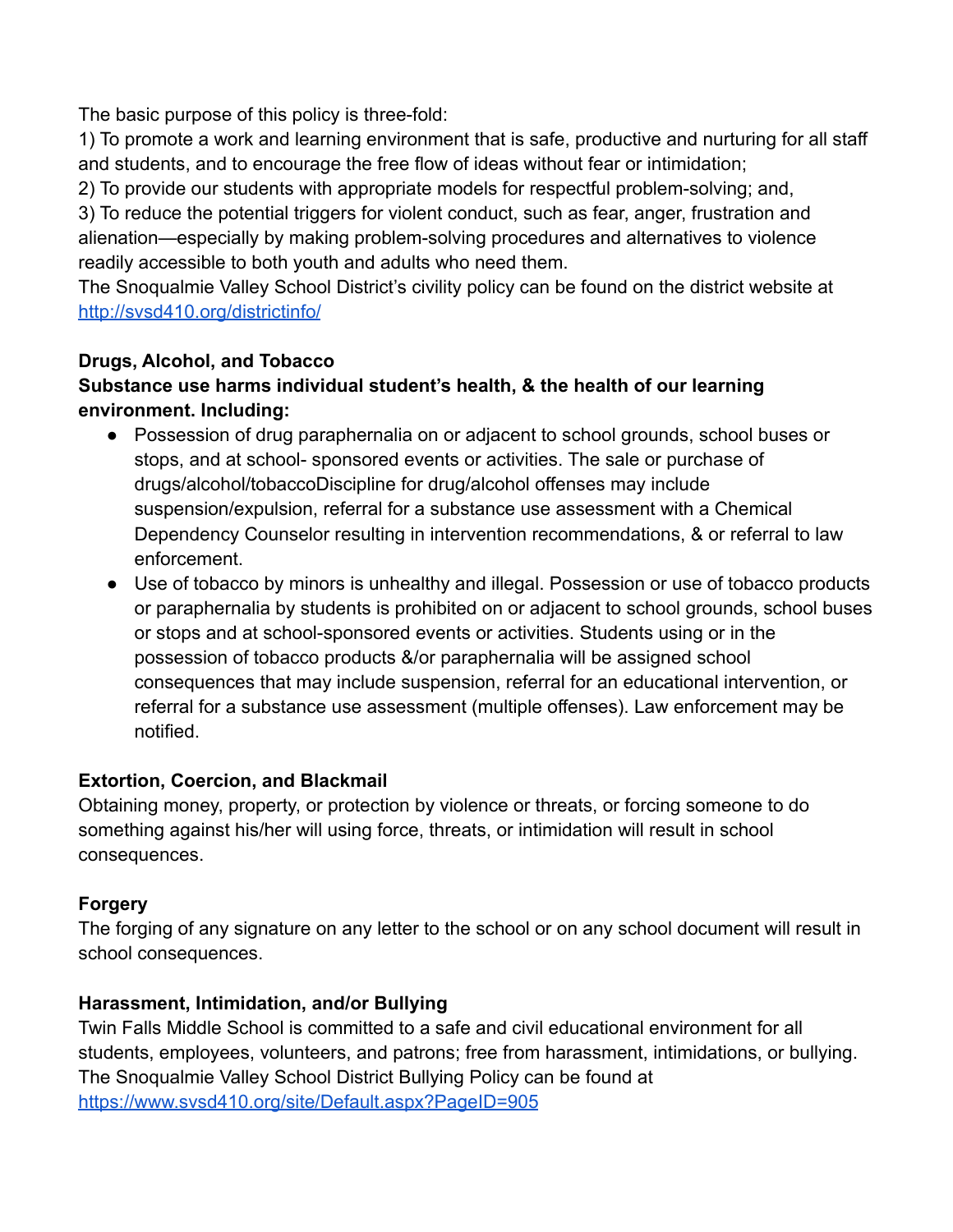The basic purpose of this policy is three-fold:

1) To promote a work and learning environment that is safe, productive and nurturing for all staff and students, and to encourage the free flow of ideas without fear or intimidation;

2) To provide our students with appropriate models for respectful problem-solving; and,

3) To reduce the potential triggers for violent conduct, such as fear, anger, frustration and alienation—especially by making problem-solving procedures and alternatives to violence readily accessible to both youth and adults who need them.

The Snoqualmie Valley School District's civility policy can be found on the district website at [http://svsd410.org/districtinfo/](http://svsd410.org/districtinfo/)

**Drugs, Alcohol, and Tobacco**

**Substance use harms individual student's health, & the health of our learning environment. Including:**

- Possession of drug paraphernalia on or adjacent to school grounds, school buses or stops, and at school- sponsored events or activities. The sale or purchase of drugs/alcohol/tobaccoDiscipline for drug/alcohol offenses may include suspension/expulsion, referral for a substance use assessment with a Chemical Dependency Counselor resulting in intervention recommendations, & or referral to law enforcement.
- Use of tobacco by minors is unhealthy and illegal. Possession or use of tobacco products or paraphernalia by students is prohibited on or adjacent to school grounds, school buses or stops and at school-sponsored events or activities. Students using or in the possession of tobacco products &/or paraphernalia will be assigned school consequences that may include suspension, referral for an educational intervention, or referral for a substance use assessment (multiple offenses). Law enforcement may be notified.

**Extortion, Coercion, and Blackmail**

Obtaining money, property, or protection by violence or threats, or forcing someone to do something against his/her will using force, threats, or intimidation will result in school consequences.

**Forgery**

The forging of any signature on any letter to the school or on any school document will result in school consequences.

**Harassment, Intimidation, and/or Bullying**

Twin Falls Middle School is committed to a safe and civil educational environment for all students, employees, volunteers, and patrons; free from harassment, intimidations, or bullying. The Snoqualmie Valley School District Bullying Policy can be found at [https://www.svsd410.org/site/Default.aspx?PageID=905](https://www.svsd410.org/site/Default.aspx?PageID=905)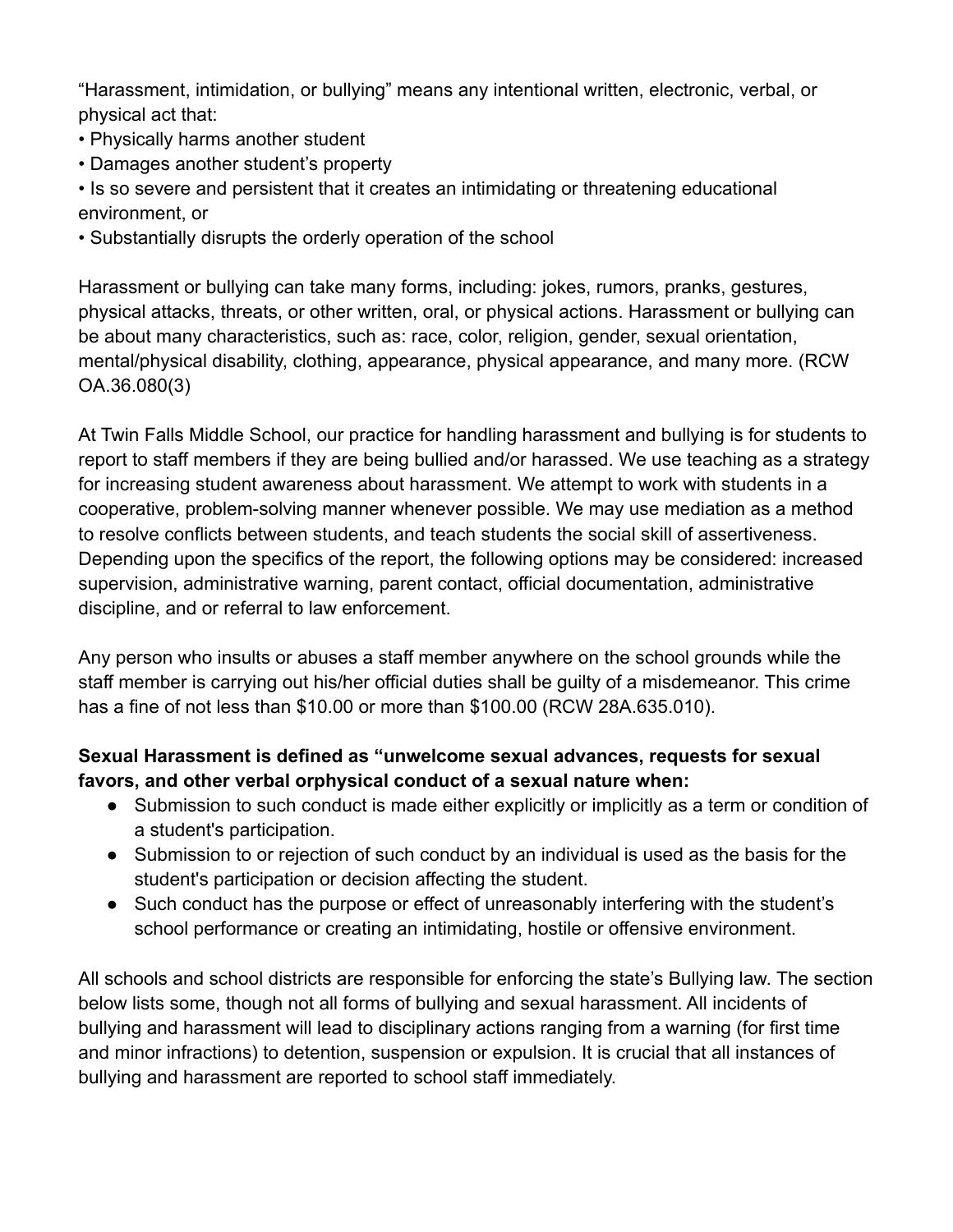"Harassment, intimidation, or bullying" means any intentional written, electronic, verbal, or physical act that:

• Physically harms another student
• Damages another student's property
• Is so severe and persistent that it creates an intimidating or threatening educational environment, or
• Substantially disrupts the orderly operation of the school

Harassment or bullying can take many forms, including: jokes, rumors, pranks, gestures, physical attacks, threats, or other written, oral, or physical actions. Harassment or bullying can be about many characteristics, such as: race, color, religion, gender, sexual orientation, mental/physical disability, clothing, appearance, physical appearance, and many more. (RCW OA.36.080(3)

At Twin Falls Middle School, our practice for handling harassment and bullying is for students to report to staff members if they are being bullied and/or harassed. We use teaching as a strategy for increasing student awareness about harassment. We attempt to work with students in a cooperative, problem-solving manner whenever possible. We may use mediation as a method to resolve conflicts between students, and teach students the social skill of assertiveness. Depending upon the specifics of the report, the following options may be considered: increased supervision, administrative warning, parent contact, official documentation, administrative discipline, and or referral to law enforcement.

Any person who insults or abuses a staff member anywhere on the school grounds while the staff member is carrying out his/her official duties shall be guilty of a misdemeanor. This crime has a fine of not less than $10.00 or more than $100.00 (RCW 28A.635.010).

**Sexual Harassment is defined as "unwelcome sexual advances, requests for sexual favors, and other verbal orphysical conduct of a sexual nature when:**

- Submission to such conduct is made either explicitly or implicitly as a term or condition of a student's participation.
- Submission to or rejection of such conduct by an individual is used as the basis for the student's participation or decision affecting the student.
- Such conduct has the purpose or effect of unreasonably interfering with the student's school performance or creating an intimidating, hostile or offensive environment.

All schools and school districts are responsible for enforcing the state's Bullying law. The section below lists some, though not all forms of bullying and sexual harassment. All incidents of bullying and harassment will lead to disciplinary actions ranging from a warning (for first time and minor infractions) to detention, suspension or expulsion. It is crucial that all instances of bullying and harassment are reported to school staff immediately.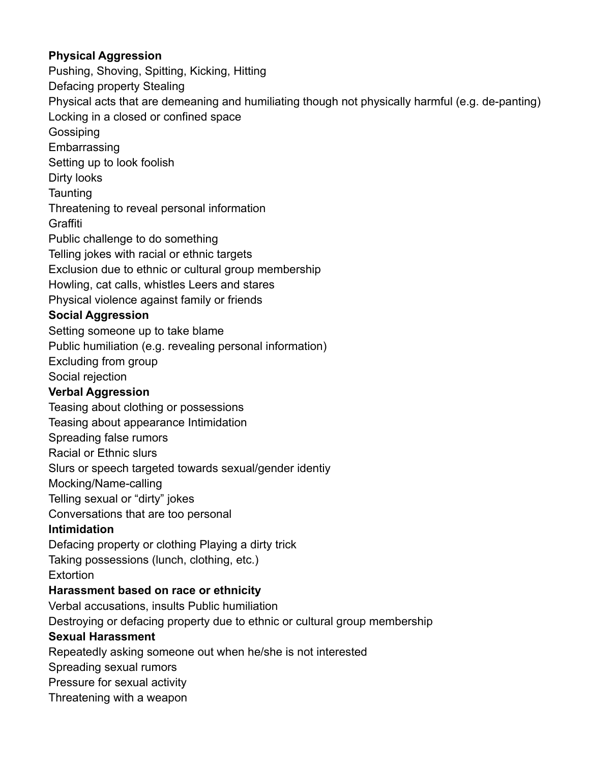**Physical Aggression**

Pushing, Shoving, Spitting, Kicking, Hitting

Defacing property Stealing

Physical acts that are demeaning and humiliating though not physically harmful (e.g. de-panting)

Locking in a closed or confined space

Gossiping

Embarrassing

Setting up to look foolish

Dirty looks

Taunting

Threatening to reveal personal information

Graffiti

Public challenge to do something

Telling jokes with racial or ethnic targets

Exclusion due to ethnic or cultural group membership

Howling, cat calls, whistles Leers and stares

Physical violence against family or friends

**Social Aggression**

Setting someone up to take blame

Public humiliation (e.g. revealing personal information)

Excluding from group

Social rejection

**Verbal Aggression**

Teasing about clothing or possessions

Teasing about appearance Intimidation

Spreading false rumors

Racial or Ethnic slurs

Slurs or speech targeted towards sexual/gender identiy

Mocking/Name-calling

Telling sexual or "dirty" jokes

Conversations that are too personal

**Intimidation**

Defacing property or clothing Playing a dirty trick

Taking possessions (lunch, clothing, etc.)

Extortion

**Harassment based on race or ethnicity**

Verbal accusations, insults Public humiliation

Destroying or defacing property due to ethnic or cultural group membership

**Sexual Harassment**

Repeatedly asking someone out when he/she is not interested

Spreading sexual rumors

Pressure for sexual activity

Threatening with a weapon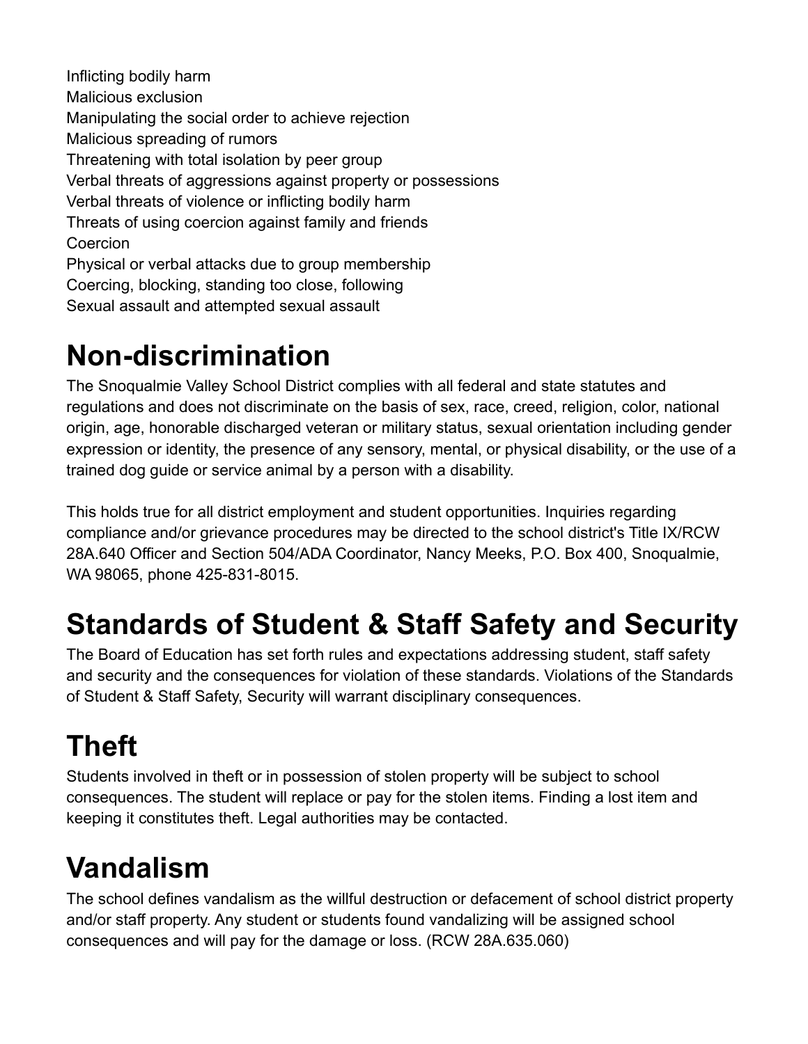Inflicting bodily harm
Malicious exclusion
Manipulating the social order to achieve rejection
Malicious spreading of rumors
Threatening with total isolation by peer group
Verbal threats of aggressions against property or possessions
Verbal threats of violence or inflicting bodily harm
Threats of using coercion against family and friends
Coercion
Physical or verbal attacks due to group membership
Coercing, blocking, standing too close, following
Sexual assault and attempted sexual assault

# Non-discrimination

The Snoqualmie Valley School District complies with all federal and state statutes and regulations and does not discriminate on the basis of sex, race, creed, religion, color, national origin, age, honorable discharged veteran or military status, sexual orientation including gender expression or identity, the presence of any sensory, mental, or physical disability, or the use of a trained dog guide or service animal by a person with a disability.

This holds true for all district employment and student opportunities. Inquiries regarding compliance and/or grievance procedures may be directed to the school district's Title IX/RCW 28A.640 Officer and Section 504/ADA Coordinator, Nancy Meeks, P.O. Box 400, Snoqualmie, WA 98065, phone 425-831-8015.

# Standards of Student & Staff Safety and Security

The Board of Education has set forth rules and expectations addressing student, staff safety and security and the consequences for violation of these standards. Violations of the Standards of Student & Staff Safety, Security will warrant disciplinary consequences.

# Theft

Students involved in theft or in possession of stolen property will be subject to school consequences. The student will replace or pay for the stolen items. Finding a lost item and keeping it constitutes theft. Legal authorities may be contacted.

# Vandalism

The school defines vandalism as the willful destruction or defacement of school district property and/or staff property. Any student or students found vandalizing will be assigned school consequences and will pay for the damage or loss. (RCW 28A.635.060)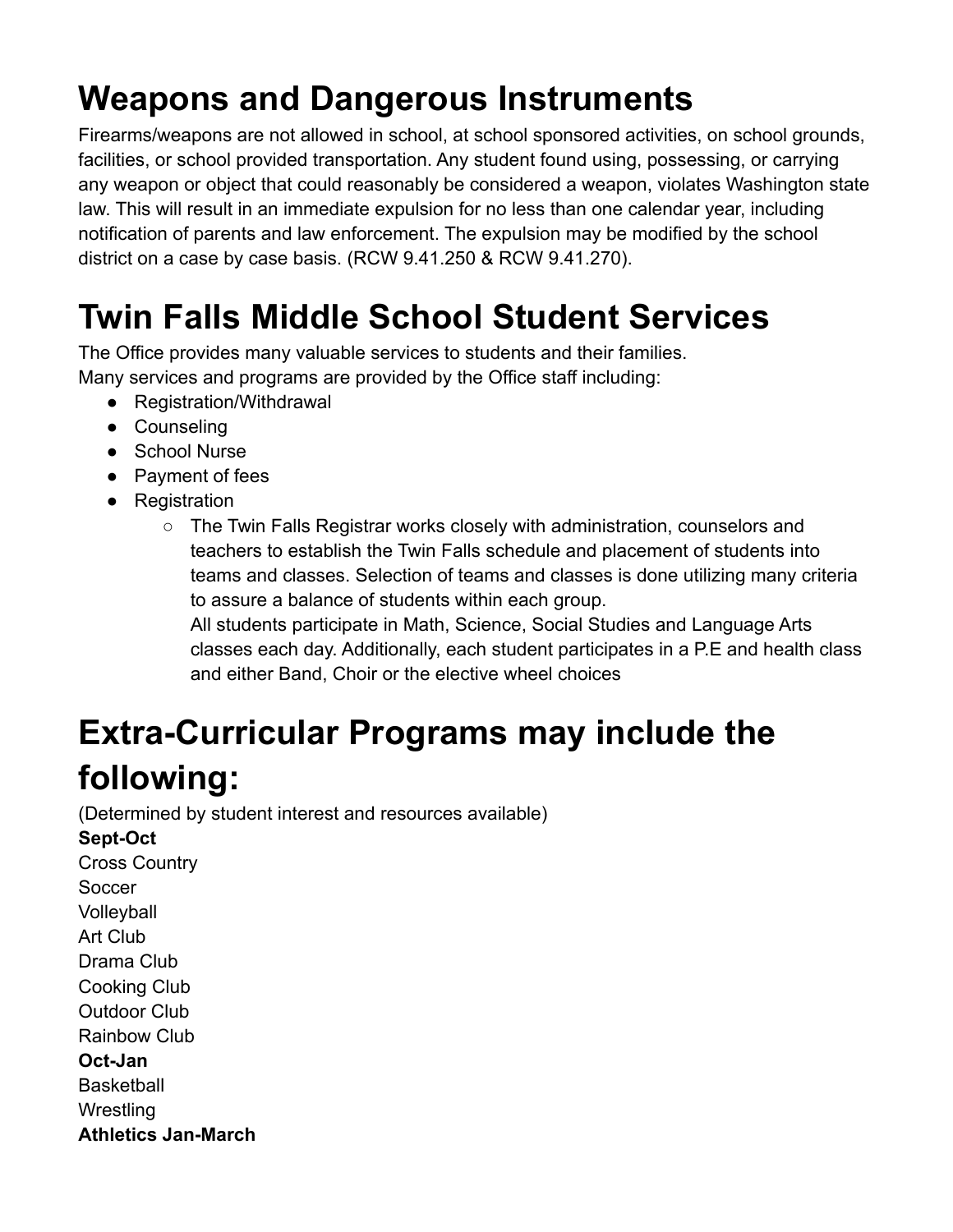# Weapons and Dangerous Instruments

Firearms/weapons are not allowed in school, at school sponsored activities, on school grounds, facilities, or school provided transportation. Any student found using, possessing, or carrying any weapon or object that could reasonably be considered a weapon, violates Washington state law. This will result in an immediate expulsion for no less than one calendar year, including notification of parents and law enforcement. The expulsion may be modified by the school district on a case by case basis. (RCW 9.41.250 & RCW 9.41.270).

# Twin Falls Middle School Student Services

The Office provides many valuable services to students and their families.
Many services and programs are provided by the Office staff including:

- Registration/Withdrawal
- Counseling
- School Nurse
- Payment of fees
- Registration
    - The Twin Falls Registrar works closely with administration, counselors and teachers to establish the Twin Falls schedule and placement of students into teams and classes. Selection of teams and classes is done utilizing many criteria to assure a balance of students within each group.
      All students participate in Math, Science, Social Studies and Language Arts classes each day. Additionally, each student participates in a P.E and health class and either Band, Choir or the elective wheel choices

# Extra-Curricular Programs may include the following:

(Determined by student interest and resources available)

**Sept-Oct**
Cross Country
Soccer
Volleyball
Art Club
Drama Club
Cooking Club
Outdoor Club
Rainbow Club
**Oct-Jan**
Basketball
Wrestling
**Athletics Jan-March**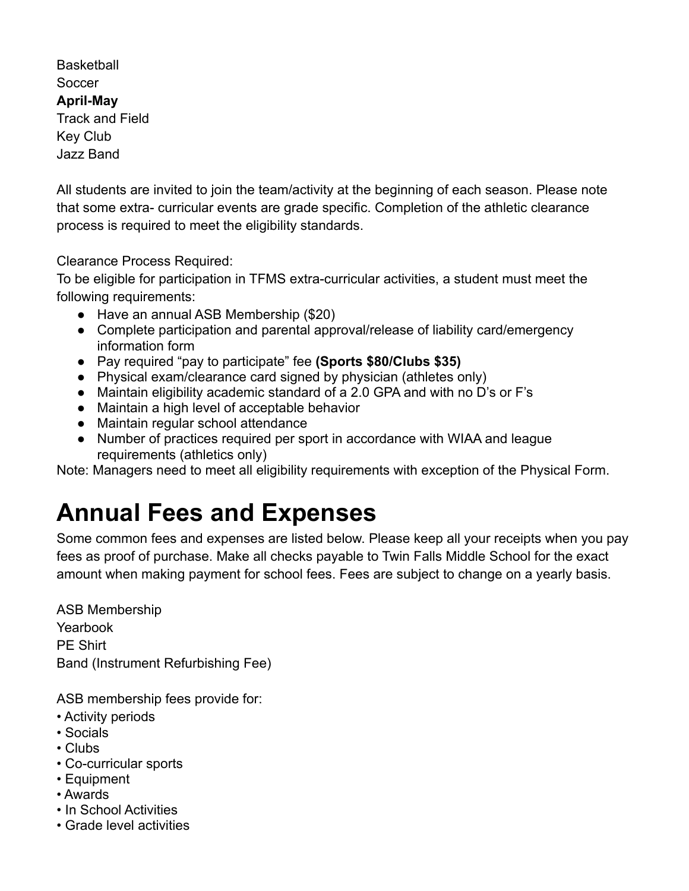Basketball
Soccer
**April-May**
Track and Field
Key Club
Jazz Band

All students are invited to join the team/activity at the beginning of each season. Please note that some extra- curricular events are grade specific. Completion of the athletic clearance process is required to meet the eligibility standards.

Clearance Process Required:
To be eligible for participation in TFMS extra-curricular activities, a student must meet the following requirements:

- Have an annual ASB Membership ($20)
- Complete participation and parental approval/release of liability card/emergency information form
- Pay required "pay to participate" fee **(Sports $80/Clubs $35)**
- Physical exam/clearance card signed by physician (athletes only)
- Maintain eligibility academic standard of a 2.0 GPA and with no D's or F's
- Maintain a high level of acceptable behavior
- Maintain regular school attendance
- Number of practices required per sport in accordance with WIAA and league requirements (athletics only)

Note: Managers need to meet all eligibility requirements with exception of the Physical Form.

# Annual Fees and Expenses

Some common fees and expenses are listed below. Please keep all your receipts when you pay fees as proof of purchase. Make all checks payable to Twin Falls Middle School for the exact amount when making payment for school fees. Fees are subject to change on a yearly basis.

ASB Membership
Yearbook
PE Shirt
Band (Instrument Refurbishing Fee)

ASB membership fees provide for:

- Activity periods
- Socials
- Clubs
- Co-curricular sports
- Equipment
- Awards
- In School Activities
- Grade level activities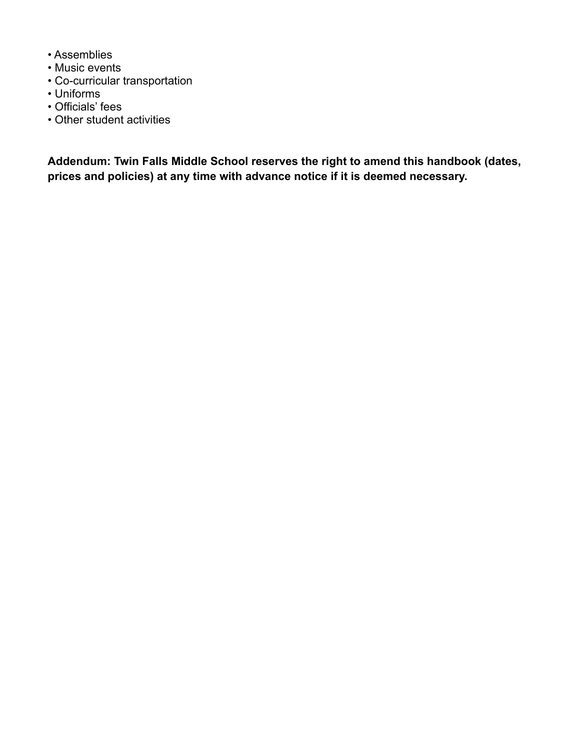- Assemblies
- Music events
- Co-curricular transportation
- Uniforms
- Officials' fees
- Other student activities

**Addendum: Twin Falls Middle School reserves the right to amend this handbook (dates, prices and policies) at any time with advance notice if it is deemed necessary.**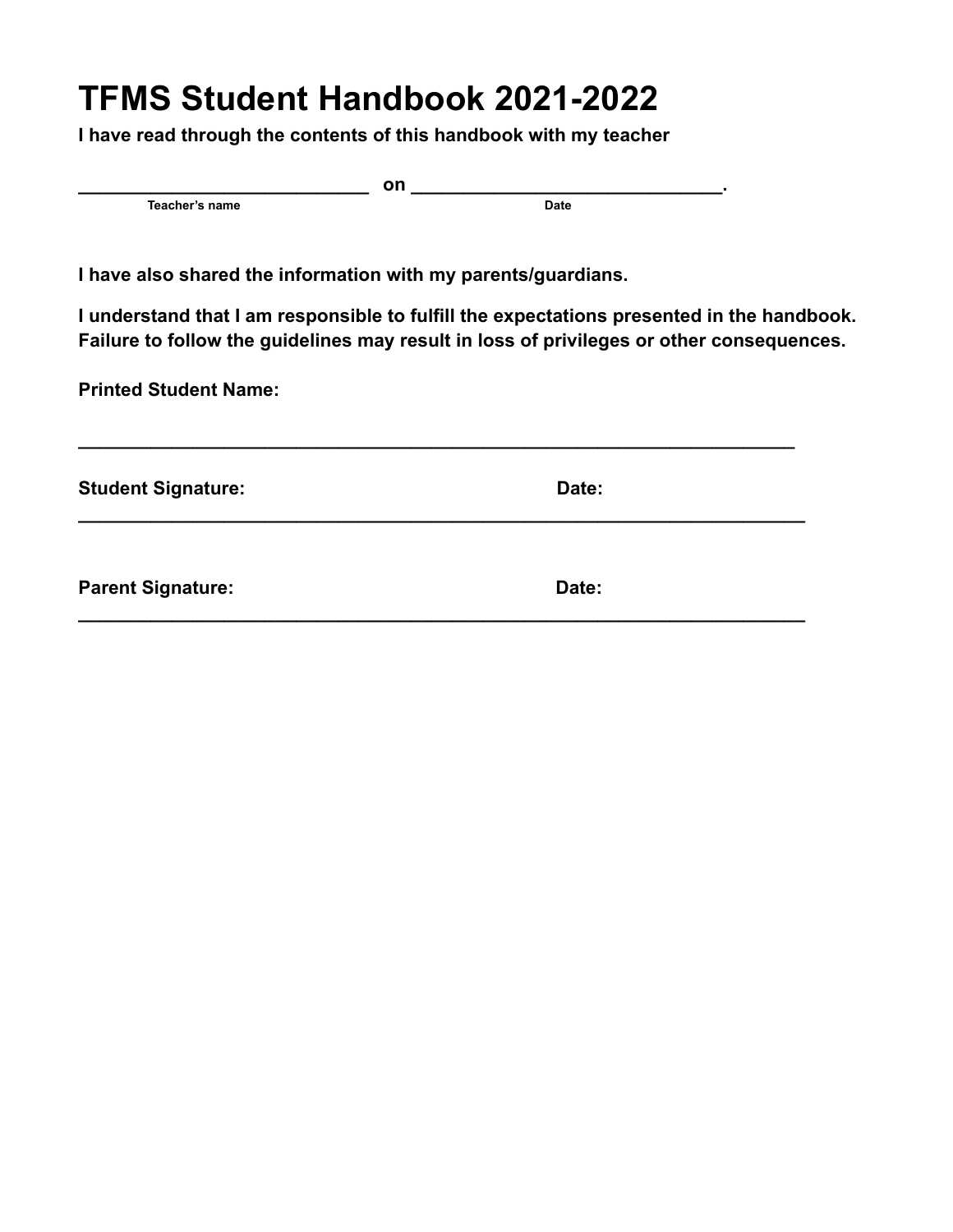# TFMS Student Handbook 2021-2022

**I have read through the contents of this handbook with my teacher**

**____________________________ on ______________________________.**
Teacher's name                                        Date

**I have also shared the information with my parents/guardians.**

**I understand that I am responsible to fulfill the expectations presented in the handbook. Failure to follow the guidelines may result in loss of privileges or other consequences.**

**Printed Student Name:**

**______________________________________________________________________**

**Student Signature:                                        Date:**
**______________________________________________________________________**

**Parent Signature:                                        Date:**
**______________________________________________________________________**